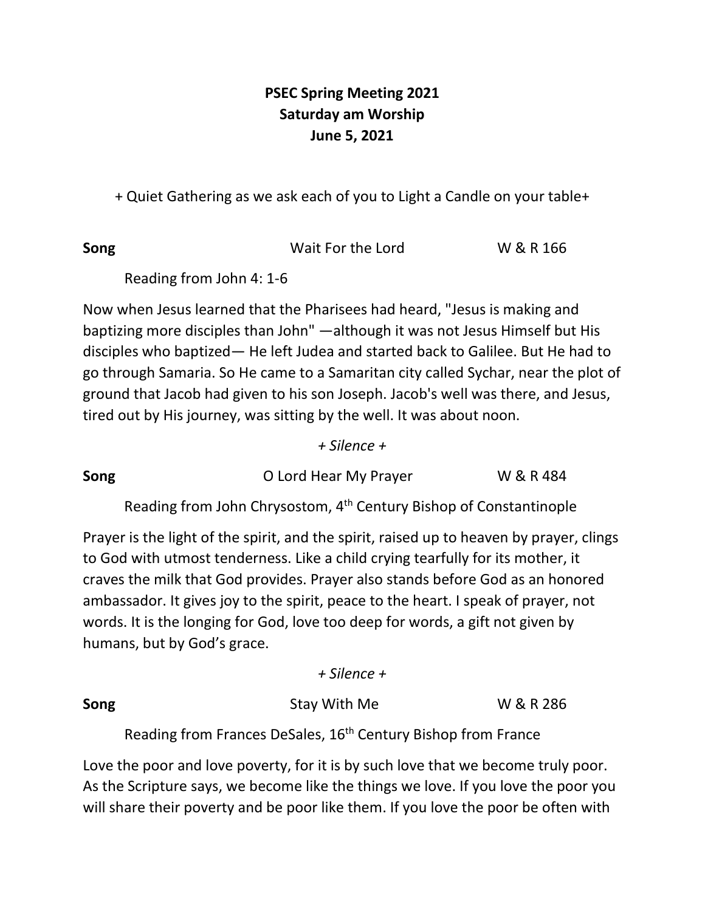**PSEC Spring Meeting 2021**
**Saturday am Worship**
**June 5, 2021**

+ Quiet Gathering as we ask each of you to Light a Candle on your table+

**Song** Wait For the Lord W & R 166

Reading from John 4: 1-6

Now when Jesus learned that the Pharisees had heard, "Jesus is making and baptizing more disciples than John" —although it was not Jesus Himself but His disciples who baptized— He left Judea and started back to Galilee. But He had to go through Samaria. So He came to a Samaritan city called Sychar, near the plot of ground that Jacob had given to his son Joseph. Jacob's well was there, and Jesus, tired out by His journey, was sitting by the well. It was about noon.

*+ Silence +*

**Song** O Lord Hear My Prayer W & R 484

Reading from John Chrysostom, 4th Century Bishop of Constantinople

Prayer is the light of the spirit, and the spirit, raised up to heaven by prayer, clings to God with utmost tenderness. Like a child crying tearfully for its mother, it craves the milk that God provides. Prayer also stands before God as an honored ambassador. It gives joy to the spirit, peace to the heart. I speak of prayer, not words. It is the longing for God, love too deep for words, a gift not given by humans, but by God's grace.

*+ Silence +*

**Song** Stay With Me W & R 286

Reading from Frances DeSales, 16th Century Bishop from France

Love the poor and love poverty, for it is by such love that we become truly poor. As the Scripture says, we become like the things we love. If you love the poor you will share their poverty and be poor like them. If you love the poor be often with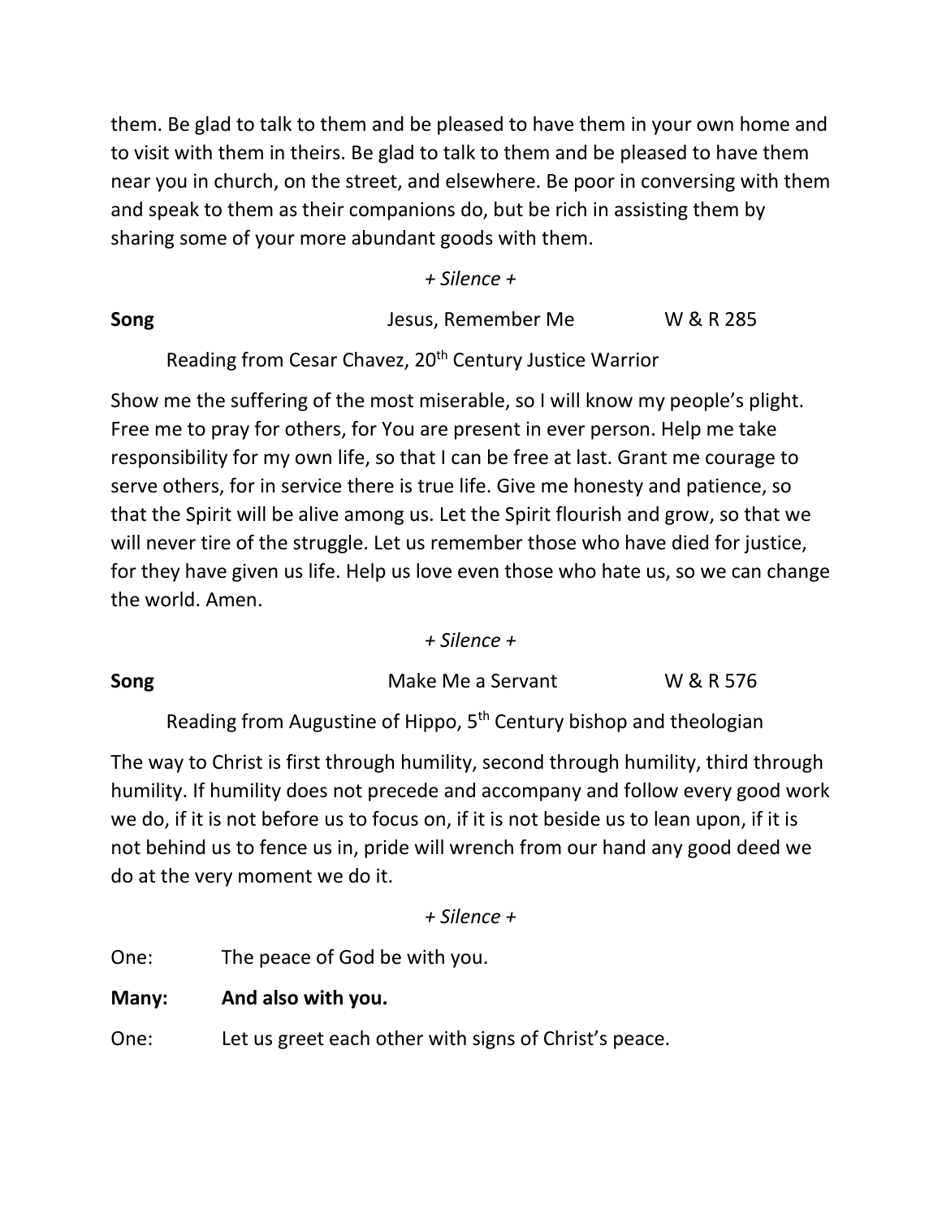them. Be glad to talk to them and be pleased to have them in your own home and to visit with them in theirs. Be glad to talk to them and be pleased to have them near you in church, on the street, and elsewhere. Be poor in conversing with them and speak to them as their companions do, but be rich in assisting them by sharing some of your more abundant goods with them.

*+ Silence +*

**Song** Jesus, Remember Me W & R 285

Reading from Cesar Chavez, 20th Century Justice Warrior

Show me the suffering of the most miserable, so I will know my people's plight. Free me to pray for others, for You are present in ever person. Help me take responsibility for my own life, so that I can be free at last. Grant me courage to serve others, for in service there is true life. Give me honesty and patience, so that the Spirit will be alive among us. Let the Spirit flourish and grow, so that we will never tire of the struggle. Let us remember those who have died for justice, for they have given us life. Help us love even those who hate us, so we can change the world. Amen.

*+ Silence +*

**Song** Make Me a Servant W & R 576

Reading from Augustine of Hippo, 5th Century bishop and theologian

The way to Christ is first through humility, second through humility, third through humility. If humility does not precede and accompany and follow every good work we do, if it is not before us to focus on, if it is not beside us to lean upon, if it is not behind us to fence us in, pride will wrench from our hand any good deed we do at the very moment we do it.

*+ Silence +*

One: The peace of God be with you.

**Many: And also with you.**

One: Let us greet each other with signs of Christ's peace.